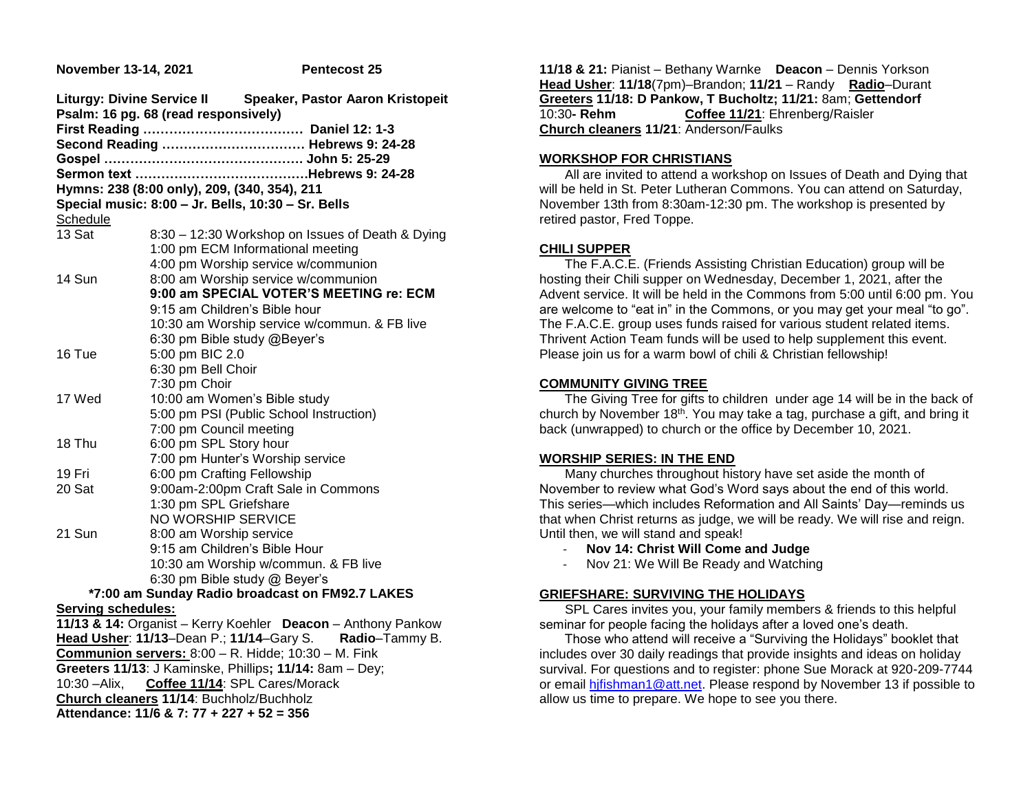**November 13-14, 2021** **Pentecost 25**

**Liturgy: Divine Service II** **Speaker, Pastor Aaron Kristopeit**
**Psalm: 16 pg. 68 (read responsively)**
**First Reading ……………………………… Daniel 12: 1-3**
**Second Reading …………………………… Hebrews 9: 24-28**
**Gospel ……………………………………… John 5: 25-29**
**Sermon text …………………………………Hebrews 9: 24-28**
**Hymns: 238 (8:00 only), 209, (340, 354), 211**
**Special music: 8:00 – Jr. Bells, 10:30 – Sr. Bells**

Schedule

| | |
|---|---|
| 13 Sat | 8:30 – 12:30 Workshop on Issues of Death & Dying |
| | 1:00 pm ECM Informational meeting |
| | 4:00 pm Worship service w/communion |
| 14 Sun | 8:00 am Worship service w/communion |
| | **9:00 am SPECIAL VOTER'S MEETING re: ECM** |
| | 9:15 am Children's Bible hour |
| | 10:30 am Worship service w/commun. & FB live |
| | 6:30 pm Bible study @Beyer's |
| 16 Tue | 5:00 pm BIC 2.0 |
| | 6:30 pm Bell Choir |
| | 7:30 pm Choir |
| 17 Wed | 10:00 am Women's Bible study |
| | 5:00 pm PSI (Public School Instruction) |
| | 7:00 pm Council meeting |
| 18 Thu | 6:00 pm SPL Story hour |
| | 7:00 pm Hunter's Worship service |
| 19 Fri | 6:00 pm Crafting Fellowship |
| 20 Sat | 9:00am-2:00pm Craft Sale in Commons |
| | 1:30 pm SPL Griefshare |
| | NO WORSHIP SERVICE |
| 21 Sun | 8:00 am Worship service |
| | 9:15 am Children's Bible Hour |
| | 10:30 am Worship w/commun. & FB live |
| | 6:30 pm Bible study @ Beyer's |

**\*7:00 am Sunday Radio broadcast on FM92.7 LAKES**

**Serving schedules:**

**11/13 & 14:** Organist – Kerry Koehler **Deacon** – Anthony Pankow
**Head Usher**: **11/13**–Dean P.; **11/14**–Gary S. **Radio**–Tammy B.
**Communion servers:** 8:00 – R. Hidde; 10:30 – M. Fink
**Greeters 11/13**: J Kaminske, Phillips**; 11/14:** 8am – Dey; 10:30 –Alix, **Coffee 11/14**: SPL Cares/Morack
**Church cleaners 11/14**: Buchholz/Buchholz
**Attendance: 11/6 & 7: 77 + 227 + 52 = 356**

**11/18 & 21:** Pianist – Bethany Warnke **Deacon** – Dennis Yorkson
**Head Usher**: **11/18**(7pm)–Brandon; **11/21** – Randy **Radio**–Durant
**Greeters 11/18: D Pankow, T Bucholtz; 11/21:** 8am; **Gettendorf** 10:30**- Rehm** **Coffee 11/21**: Ehrenberg/Raisler
**Church cleaners 11/21**: Anderson/Faulks

## WORKSHOP FOR CHRISTIANS

All are invited to attend a workshop on Issues of Death and Dying that will be held in St. Peter Lutheran Commons. You can attend on Saturday, November 13th from 8:30am-12:30 pm. The workshop is presented by retired pastor, Fred Toppe.

## CHILI SUPPER

The F.A.C.E. (Friends Assisting Christian Education) group will be hosting their Chili supper on Wednesday, December 1, 2021, after the Advent service. It will be held in the Commons from 5:00 until 6:00 pm. You are welcome to "eat in" in the Commons, or you may get your meal "to go". The F.A.C.E. group uses funds raised for various student related items. Thrivent Action Team funds will be used to help supplement this event. Please join us for a warm bowl of chili & Christian fellowship!

## COMMUNITY GIVING TREE

The Giving Tree for gifts to children under age 14 will be in the back of church by November 18th. You may take a tag, purchase a gift, and bring it back (unwrapped) to church or the office by December 10, 2021.

## WORSHIP SERIES: IN THE END

Many churches throughout history have set aside the month of November to review what God's Word says about the end of this world. This series—which includes Reformation and All Saints' Day—reminds us that when Christ returns as judge, we will be ready. We will rise and reign. Until then, we will stand and speak!

- **Nov 14: Christ Will Come and Judge**
- Nov 21: We Will Be Ready and Watching

## GRIEFSHARE: SURVIVING THE HOLIDAYS

SPL Cares invites you, your family members & friends to this helpful seminar for people facing the holidays after a loved one's death.

Those who attend will receive a "Surviving the Holidays" booklet that includes over 30 daily readings that provide insights and ideas on holiday survival. For questions and to register: phone Sue Morack at 920-209-7744 or email hjfishman1@att.net. Please respond by November 13 if possible to allow us time to prepare. We hope to see you there.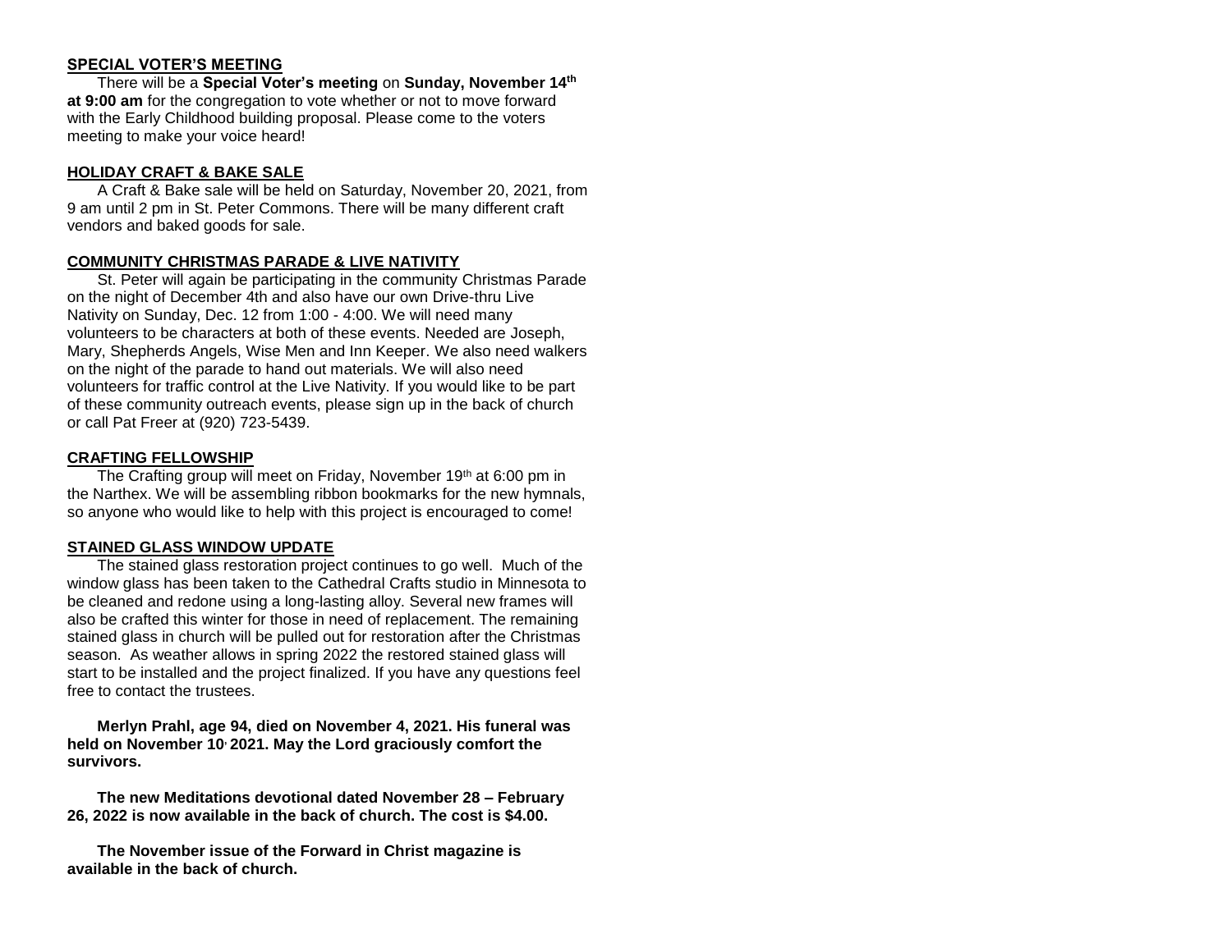**SPECIAL VOTER'S MEETING**

There will be a **Special Voter's meeting** on **Sunday, November 14th at 9:00 am** for the congregation to vote whether or not to move forward with the Early Childhood building proposal. Please come to the voters meeting to make your voice heard!

**HOLIDAY CRAFT & BAKE SALE**

A Craft & Bake sale will be held on Saturday, November 20, 2021, from 9 am until 2 pm in St. Peter Commons. There will be many different craft vendors and baked goods for sale.

**COMMUNITY CHRISTMAS PARADE & LIVE NATIVITY**

St. Peter will again be participating in the community Christmas Parade on the night of December 4th and also have our own Drive-thru Live Nativity on Sunday, Dec. 12 from 1:00 - 4:00. We will need many volunteers to be characters at both of these events. Needed are Joseph, Mary, Shepherds Angels, Wise Men and Inn Keeper. We also need walkers on the night of the parade to hand out materials. We will also need volunteers for traffic control at the Live Nativity. If you would like to be part of these community outreach events, please sign up in the back of church or call Pat Freer at (920) 723-5439.

**CRAFTING FELLOWSHIP**

The Crafting group will meet on Friday, November 19th at 6:00 pm in the Narthex. We will be assembling ribbon bookmarks for the new hymnals, so anyone who would like to help with this project is encouraged to come!

**STAINED GLASS WINDOW UPDATE**

The stained glass restoration project continues to go well. Much of the window glass has been taken to the Cathedral Crafts studio in Minnesota to be cleaned and redone using a long-lasting alloy. Several new frames will also be crafted this winter for those in need of replacement. The remaining stained glass in church will be pulled out for restoration after the Christmas season. As weather allows in spring 2022 the restored stained glass will start to be installed and the project finalized. If you have any questions feel free to contact the trustees.

**Merlyn Prahl, age 94, died on November 4, 2021. His funeral was held on November 10, 2021. May the Lord graciously comfort the survivors.**

**The new Meditations devotional dated November 28 – February 26, 2022 is now available in the back of church. The cost is $4.00.**

**The November issue of the Forward in Christ magazine is available in the back of church.**